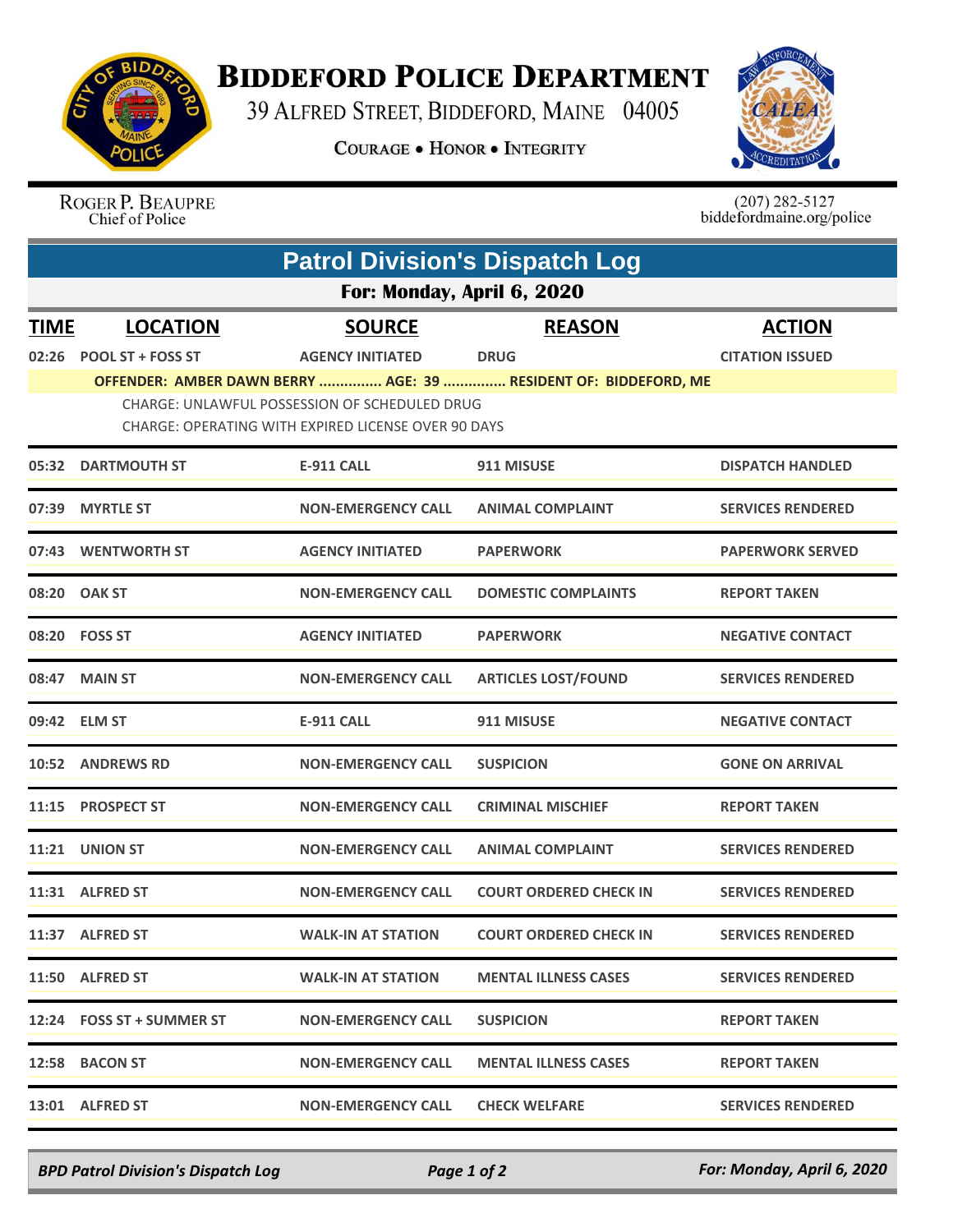# Biddeford Police Department

39 Alfred Street, Biddeford, Maine 04005

Courage • Honor • Integrity

Roger P. Beaupre
Chief of Police

(207) 282-5127
biddefordmaine.org/police

## Patrol Division's Dispatch Log

### For: Monday, April 6, 2020

| TIME | LOCATION | SOURCE | REASON | ACTION |
|---|---|---|---|---|
| 02:26 | POOL ST + FOSS ST | AGENCY INITIATED | DRUG | CITATION ISSUED |
| | OFFENDER: AMBER DAWN BERRY ............... AGE: 39 ............... RESIDENT OF: BIDDEFORD, ME<br>CHARGE: UNLAWFUL POSSESSION OF SCHEDULED DRUG<br>CHARGE: OPERATING WITH EXPIRED LICENSE OVER 90 DAYS | | | |
| 05:32 | DARTMOUTH ST | E-911 CALL | 911 MISUSE | DISPATCH HANDLED |
| 07:39 | MYRTLE ST | NON-EMERGENCY CALL | ANIMAL COMPLAINT | SERVICES RENDERED |
| 07:43 | WENTWORTH ST | AGENCY INITIATED | PAPERWORK | PAPERWORK SERVED |
| 08:20 | OAK ST | NON-EMERGENCY CALL | DOMESTIC COMPLAINTS | REPORT TAKEN |
| 08:20 | FOSS ST | AGENCY INITIATED | PAPERWORK | NEGATIVE CONTACT |
| 08:47 | MAIN ST | NON-EMERGENCY CALL | ARTICLES LOST/FOUND | SERVICES RENDERED |
| 09:42 | ELM ST | E-911 CALL | 911 MISUSE | NEGATIVE CONTACT |
| 10:52 | ANDREWS RD | NON-EMERGENCY CALL | SUSPICION | GONE ON ARRIVAL |
| 11:15 | PROSPECT ST | NON-EMERGENCY CALL | CRIMINAL MISCHIEF | REPORT TAKEN |
| 11:21 | UNION ST | NON-EMERGENCY CALL | ANIMAL COMPLAINT | SERVICES RENDERED |
| 11:31 | ALFRED ST | NON-EMERGENCY CALL | COURT ORDERED CHECK IN | SERVICES RENDERED |
| 11:37 | ALFRED ST | WALK-IN AT STATION | COURT ORDERED CHECK IN | SERVICES RENDERED |
| 11:50 | ALFRED ST | WALK-IN AT STATION | MENTAL ILLNESS CASES | SERVICES RENDERED |
| 12:24 | FOSS ST + SUMMER ST | NON-EMERGENCY CALL | SUSPICION | REPORT TAKEN |
| 12:58 | BACON ST | NON-EMERGENCY CALL | MENTAL ILLNESS CASES | REPORT TAKEN |
| 13:01 | ALFRED ST | NON-EMERGENCY CALL | CHECK WELFARE | SERVICES RENDERED |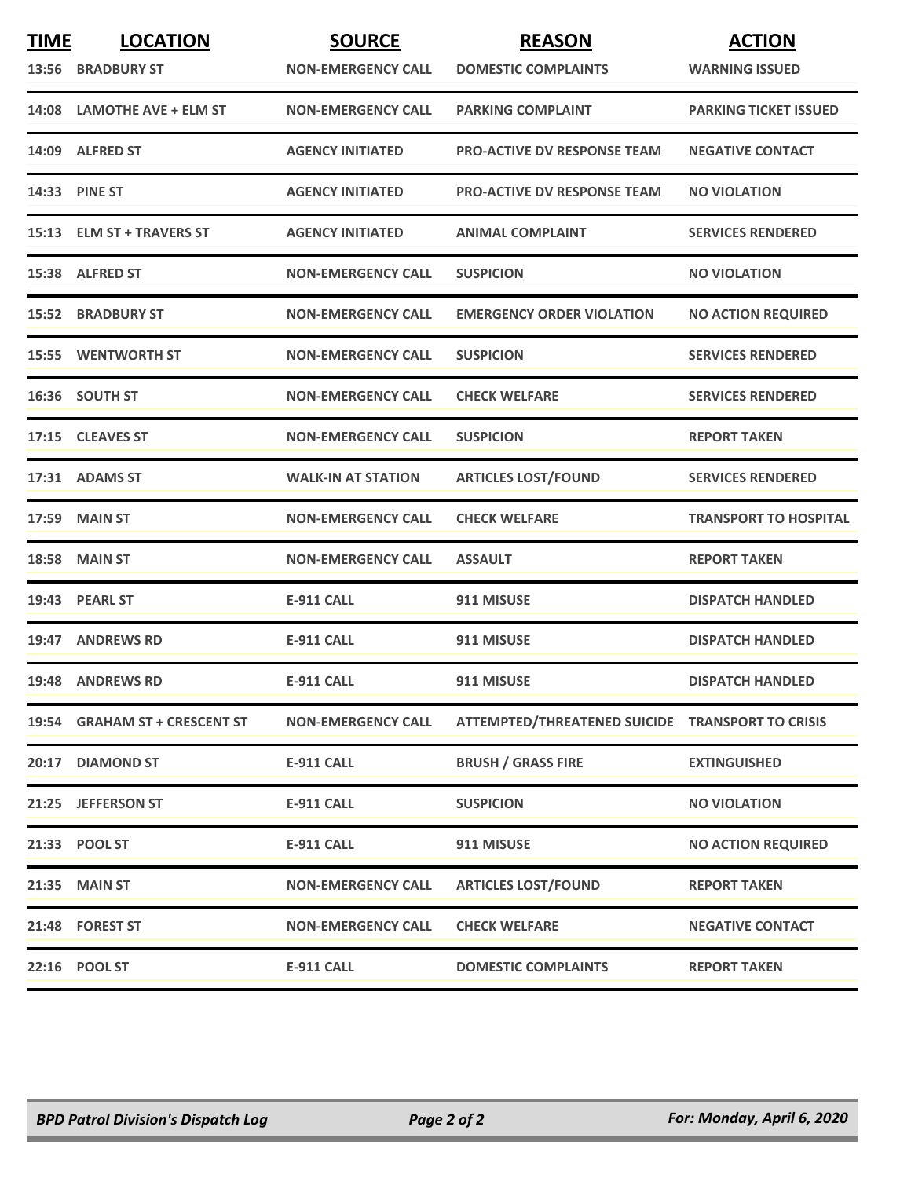| TIME | LOCATION | SOURCE | REASON | ACTION |
|---|---|---|---|---|
| 13:56 | BRADBURY ST | NON-EMERGENCY CALL | DOMESTIC COMPLAINTS | WARNING ISSUED |
| 14:08 | LAMOTHE AVE + ELM ST | NON-EMERGENCY CALL | PARKING COMPLAINT | PARKING TICKET ISSUED |
| 14:09 | ALFRED ST | AGENCY INITIATED | PRO-ACTIVE DV RESPONSE TEAM | NEGATIVE CONTACT |
| 14:33 | PINE ST | AGENCY INITIATED | PRO-ACTIVE DV RESPONSE TEAM | NO VIOLATION |
| 15:13 | ELM ST + TRAVERS ST | AGENCY INITIATED | ANIMAL COMPLAINT | SERVICES RENDERED |
| 15:38 | ALFRED ST | NON-EMERGENCY CALL | SUSPICION | NO VIOLATION |
| 15:52 | BRADBURY ST | NON-EMERGENCY CALL | EMERGENCY ORDER VIOLATION | NO ACTION REQUIRED |
| 15:55 | WENTWORTH ST | NON-EMERGENCY CALL | SUSPICION | SERVICES RENDERED |
| 16:36 | SOUTH ST | NON-EMERGENCY CALL | CHECK WELFARE | SERVICES RENDERED |
| 17:15 | CLEAVES ST | NON-EMERGENCY CALL | SUSPICION | REPORT TAKEN |
| 17:31 | ADAMS ST | WALK-IN AT STATION | ARTICLES LOST/FOUND | SERVICES RENDERED |
| 17:59 | MAIN ST | NON-EMERGENCY CALL | CHECK WELFARE | TRANSPORT TO HOSPITAL |
| 18:58 | MAIN ST | NON-EMERGENCY CALL | ASSAULT | REPORT TAKEN |
| 19:43 | PEARL ST | E-911 CALL | 911 MISUSE | DISPATCH HANDLED |
| 19:47 | ANDREWS RD | E-911 CALL | 911 MISUSE | DISPATCH HANDLED |
| 19:48 | ANDREWS RD | E-911 CALL | 911 MISUSE | DISPATCH HANDLED |
| 19:54 | GRAHAM ST + CRESCENT ST | NON-EMERGENCY CALL | ATTEMPTED/THREATENED SUICIDE | TRANSPORT TO CRISIS |
| 20:17 | DIAMOND ST | E-911 CALL | BRUSH / GRASS FIRE | EXTINGUISHED |
| 21:25 | JEFFERSON ST | E-911 CALL | SUSPICION | NO VIOLATION |
| 21:33 | POOL ST | E-911 CALL | 911 MISUSE | NO ACTION REQUIRED |
| 21:35 | MAIN ST | NON-EMERGENCY CALL | ARTICLES LOST/FOUND | REPORT TAKEN |
| 21:48 | FOREST ST | NON-EMERGENCY CALL | CHECK WELFARE | NEGATIVE CONTACT |
| 22:16 | POOL ST | E-911 CALL | DOMESTIC COMPLAINTS | REPORT TAKEN |

*BPD Patrol Division's Dispatch Log* *For: Monday, April 6, 2020*